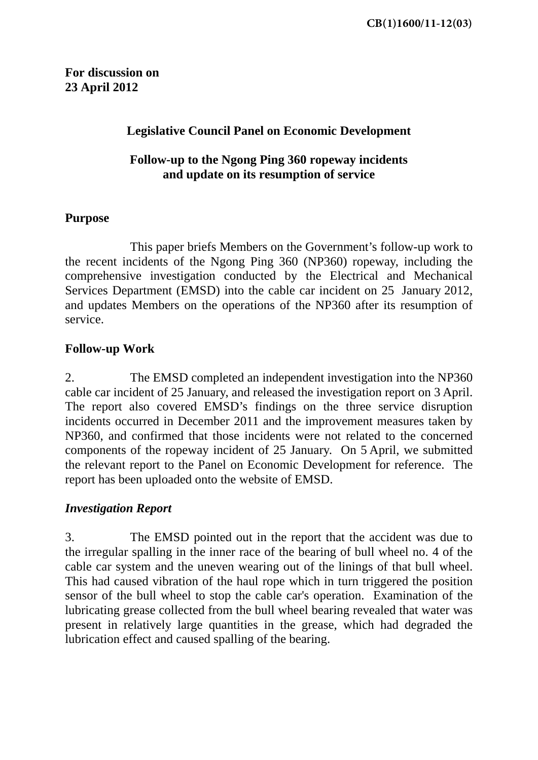CB(1)1600/11-12(03)

**For discussion on**
**23 April 2012**

**Legislative Council Panel on Economic Development**

**Follow-up to the Ngong Ping 360 ropeway incidents and update on its resumption of service**

## Purpose

This paper briefs Members on the Government's follow-up work to the recent incidents of the Ngong Ping 360 (NP360) ropeway, including the comprehensive investigation conducted by the Electrical and Mechanical Services Department (EMSD) into the cable car incident on 25 January 2012, and updates Members on the operations of the NP360 after its resumption of service.

## Follow-up Work

2. The EMSD completed an independent investigation into the NP360 cable car incident of 25 January, and released the investigation report on 3 April. The report also covered EMSD's findings on the three service disruption incidents occurred in December 2011 and the improvement measures taken by NP360, and confirmed that those incidents were not related to the concerned components of the ropeway incident of 25 January. On 5 April, we submitted the relevant report to the Panel on Economic Development for reference. The report has been uploaded onto the website of EMSD.

### *Investigation Report*

3. The EMSD pointed out in the report that the accident was due to the irregular spalling in the inner race of the bearing of bull wheel no. 4 of the cable car system and the uneven wearing out of the linings of that bull wheel. This had caused vibration of the haul rope which in turn triggered the position sensor of the bull wheel to stop the cable car's operation. Examination of the lubricating grease collected from the bull wheel bearing revealed that water was present in relatively large quantities in the grease, which had degraded the lubrication effect and caused spalling of the bearing.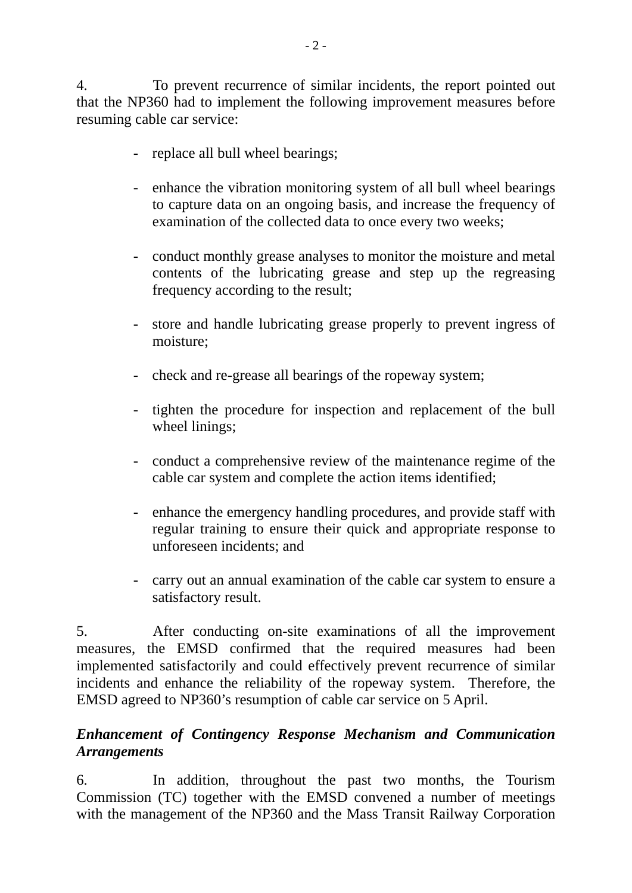4. To prevent recurrence of similar incidents, the report pointed out that the NP360 had to implement the following improvement measures before resuming cable car service:

- replace all bull wheel bearings;
- enhance the vibration monitoring system of all bull wheel bearings to capture data on an ongoing basis, and increase the frequency of examination of the collected data to once every two weeks;
- conduct monthly grease analyses to monitor the moisture and metal contents of the lubricating grease and step up the regreasing frequency according to the result;
- store and handle lubricating grease properly to prevent ingress of moisture;
- check and re-grease all bearings of the ropeway system;
- tighten the procedure for inspection and replacement of the bull wheel linings;
- conduct a comprehensive review of the maintenance regime of the cable car system and complete the action items identified;
- enhance the emergency handling procedures, and provide staff with regular training to ensure their quick and appropriate response to unforeseen incidents; and
- carry out an annual examination of the cable car system to ensure a satisfactory result.

5. After conducting on-site examinations of all the improvement measures, the EMSD confirmed that the required measures had been implemented satisfactorily and could effectively prevent recurrence of similar incidents and enhance the reliability of the ropeway system. Therefore, the EMSD agreed to NP360's resumption of cable car service on 5 April.

***Enhancement of Contingency Response Mechanism and Communication Arrangements***

6. In addition, throughout the past two months, the Tourism Commission (TC) together with the EMSD convened a number of meetings with the management of the NP360 and the Mass Transit Railway Corporation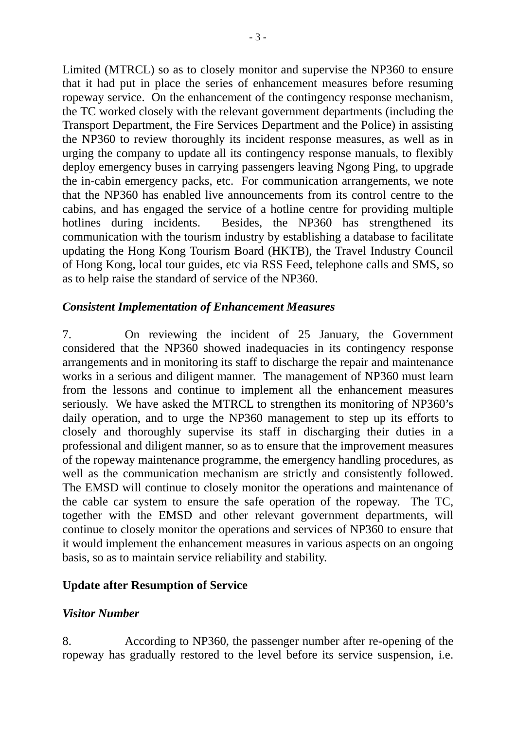Limited (MTRCL) so as to closely monitor and supervise the NP360 to ensure that it had put in place the series of enhancement measures before resuming ropeway service. On the enhancement of the contingency response mechanism, the TC worked closely with the relevant government departments (including the Transport Department, the Fire Services Department and the Police) in assisting the NP360 to review thoroughly its incident response measures, as well as in urging the company to update all its contingency response manuals, to flexibly deploy emergency buses in carrying passengers leaving Ngong Ping, to upgrade the in-cabin emergency packs, etc. For communication arrangements, we note that the NP360 has enabled live announcements from its control centre to the cabins, and has engaged the service of a hotline centre for providing multiple hotlines during incidents. Besides, the NP360 has strengthened its communication with the tourism industry by establishing a database to facilitate updating the Hong Kong Tourism Board (HKTB), the Travel Industry Council of Hong Kong, local tour guides, etc via RSS Feed, telephone calls and SMS, so as to help raise the standard of service of the NP360.

***Consistent Implementation of Enhancement Measures***

7. On reviewing the incident of 25 January, the Government considered that the NP360 showed inadequacies in its contingency response arrangements and in monitoring its staff to discharge the repair and maintenance works in a serious and diligent manner. The management of NP360 must learn from the lessons and continue to implement all the enhancement measures seriously. We have asked the MTRCL to strengthen its monitoring of NP360's daily operation, and to urge the NP360 management to step up its efforts to closely and thoroughly supervise its staff in discharging their duties in a professional and diligent manner, so as to ensure that the improvement measures of the ropeway maintenance programme, the emergency handling procedures, as well as the communication mechanism are strictly and consistently followed. The EMSD will continue to closely monitor the operations and maintenance of the cable car system to ensure the safe operation of the ropeway. The TC, together with the EMSD and other relevant government departments, will continue to closely monitor the operations and services of NP360 to ensure that it would implement the enhancement measures in various aspects on an ongoing basis, so as to maintain service reliability and stability.

**Update after Resumption of Service**

***Visitor Number***

8. According to NP360, the passenger number after re-opening of the ropeway has gradually restored to the level before its service suspension, i.e.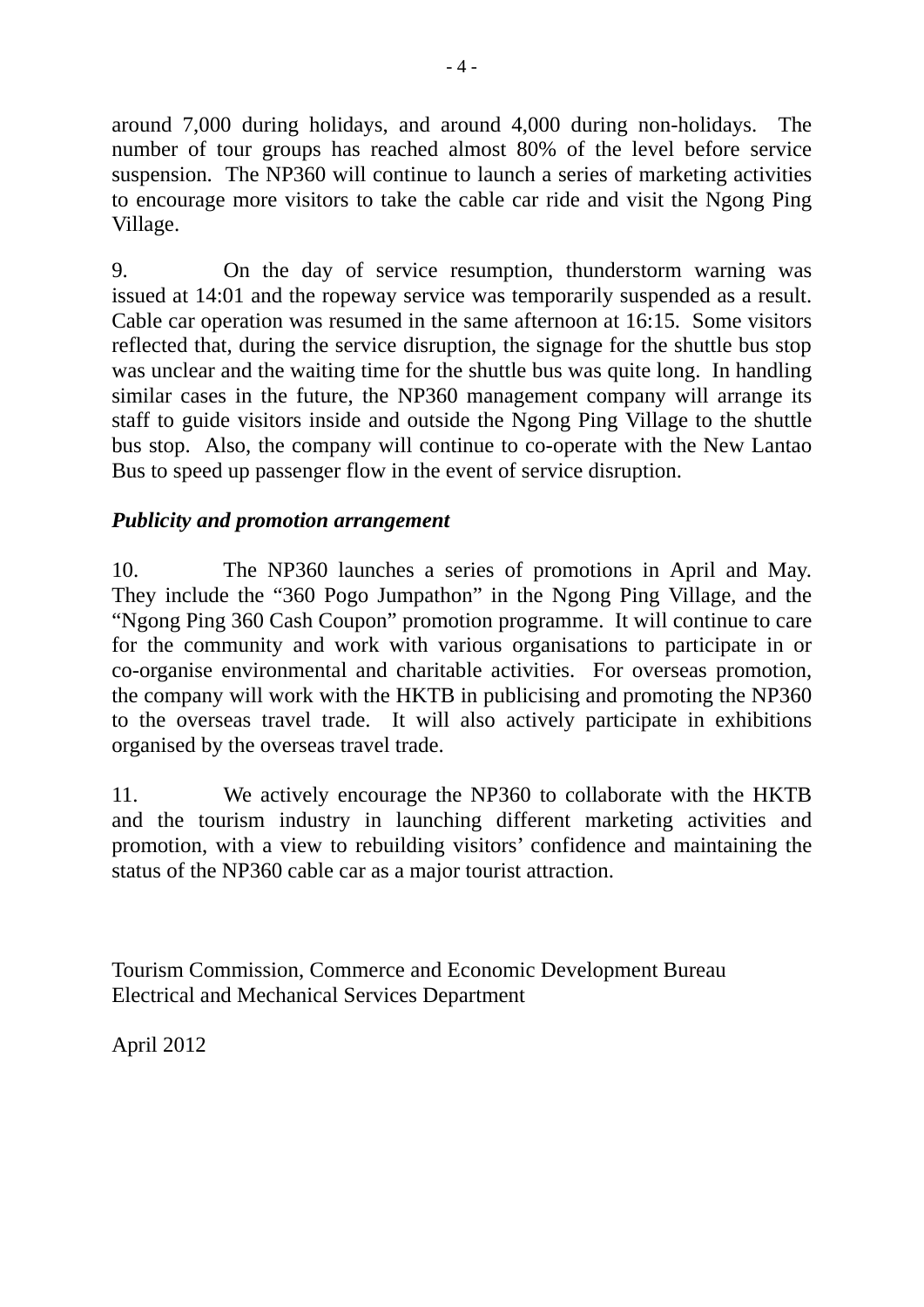around 7,000 during holidays, and around 4,000 during non-holidays. The number of tour groups has reached almost 80% of the level before service suspension. The NP360 will continue to launch a series of marketing activities to encourage more visitors to take the cable car ride and visit the Ngong Ping Village.

9. On the day of service resumption, thunderstorm warning was issued at 14:01 and the ropeway service was temporarily suspended as a result. Cable car operation was resumed in the same afternoon at 16:15. Some visitors reflected that, during the service disruption, the signage for the shuttle bus stop was unclear and the waiting time for the shuttle bus was quite long. In handling similar cases in the future, the NP360 management company will arrange its staff to guide visitors inside and outside the Ngong Ping Village to the shuttle bus stop. Also, the company will continue to co-operate with the New Lantao Bus to speed up passenger flow in the event of service disruption.

***Publicity and promotion arrangement***

10. The NP360 launches a series of promotions in April and May. They include the "360 Pogo Jumpathon" in the Ngong Ping Village, and the "Ngong Ping 360 Cash Coupon" promotion programme. It will continue to care for the community and work with various organisations to participate in or co-organise environmental and charitable activities. For overseas promotion, the company will work with the HKTB in publicising and promoting the NP360 to the overseas travel trade. It will also actively participate in exhibitions organised by the overseas travel trade.

11. We actively encourage the NP360 to collaborate with the HKTB and the tourism industry in launching different marketing activities and promotion, with a view to rebuilding visitors' confidence and maintaining the status of the NP360 cable car as a major tourist attraction.

Tourism Commission, Commerce and Economic Development Bureau
Electrical and Mechanical Services Department

April 2012